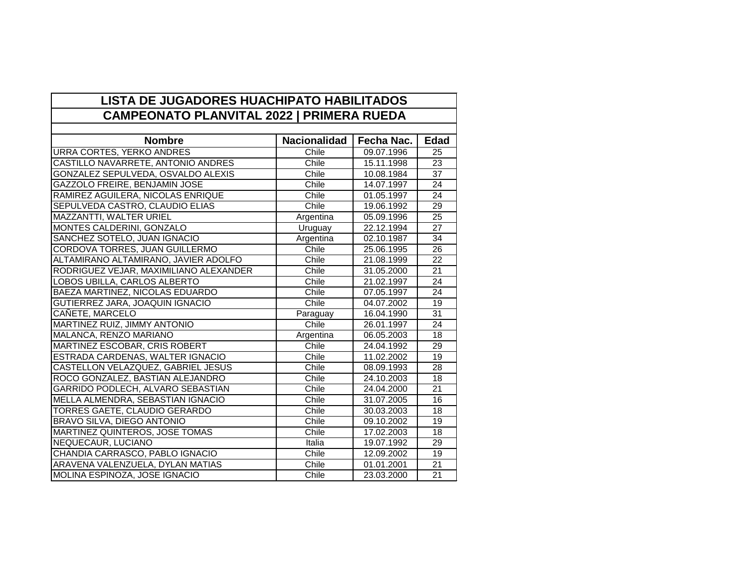# LISTA DE JUGADORES HUACHIPATO HABILITADOS
## CAMPEONATO PLANVITAL 2022 | PRIMERA RUEDA

| Nombre | Nacionalidad | Fecha Nac. | Edad |
|---|---|---|---|
| URRA CORTES, YERKO ANDRES | Chile | 09.07.1996 | 25 |
| CASTILLO NAVARRETE, ANTONIO ANDRES | Chile | 15.11.1998 | 23 |
| GONZALEZ SEPULVEDA, OSVALDO ALEXIS | Chile | 10.08.1984 | 37 |
| GAZZOLO FREIRE, BENJAMIN JOSE | Chile | 14.07.1997 | 24 |
| RAMIREZ AGUILERA, NICOLAS ENRIQUE | Chile | 01.05.1997 | 24 |
| SEPULVEDA CASTRO, CLAUDIO ELIAS | Chile | 19.06.1992 | 29 |
| MAZZANTTI, WALTER URIEL | Argentina | 05.09.1996 | 25 |
| MONTES CALDERINI, GONZALO | Uruguay | 22.12.1994 | 27 |
| SANCHEZ SOTELO, JUAN IGNACIO | Argentina | 02.10.1987 | 34 |
| CORDOVA TORRES, JUAN GUILLERMO | Chile | 25.06.1995 | 26 |
| ALTAMIRANO ALTAMIRANO, JAVIER ADOLFO | Chile | 21.08.1999 | 22 |
| RODRIGUEZ VEJAR, MAXIMILIANO ALEXANDER | Chile | 31.05.2000 | 21 |
| LOBOS UBILLA, CARLOS ALBERTO | Chile | 21.02.1997 | 24 |
| BAEZA MARTINEZ, NICOLAS EDUARDO | Chile | 07.05.1997 | 24 |
| GUTIERREZ JARA, JOAQUIN IGNACIO | Chile | 04.07.2002 | 19 |
| CAÑETE, MARCELO | Paraguay | 16.04.1990 | 31 |
| MARTINEZ RUIZ, JIMMY ANTONIO | Chile | 26.01.1997 | 24 |
| MALANCA, RENZO MARIANO | Argentina | 06.05.2003 | 18 |
| MARTINEZ ESCOBAR, CRIS ROBERT | Chile | 24.04.1992 | 29 |
| ESTRADA CARDENAS, WALTER IGNACIO | Chile | 11.02.2002 | 19 |
| CASTELLON VELAZQUEZ, GABRIEL JESUS | Chile | 08.09.1993 | 28 |
| ROCO GONZALEZ, BASTIAN ALEJANDRO | Chile | 24.10.2003 | 18 |
| GARRIDO PODLECH, ALVARO SEBASTIAN | Chile | 24.04.2000 | 21 |
| MELLA ALMENDRA, SEBASTIAN IGNACIO | Chile | 31.07.2005 | 16 |
| TORRES GAETE, CLAUDIO GERARDO | Chile | 30.03.2003 | 18 |
| BRAVO SILVA, DIEGO ANTONIO | Chile | 09.10.2002 | 19 |
| MARTINEZ QUINTEROS, JOSE TOMAS | Chile | 17.02.2003 | 18 |
| NEQUECAUR, LUCIANO | Italia | 19.07.1992 | 29 |
| CHANDIA CARRASCO, PABLO IGNACIO | Chile | 12.09.2002 | 19 |
| ARAVENA VALENZUELA, DYLAN MATIAS | Chile | 01.01.2001 | 21 |
| MOLINA ESPINOZA, JOSE IGNACIO | Chile | 23.03.2000 | 21 |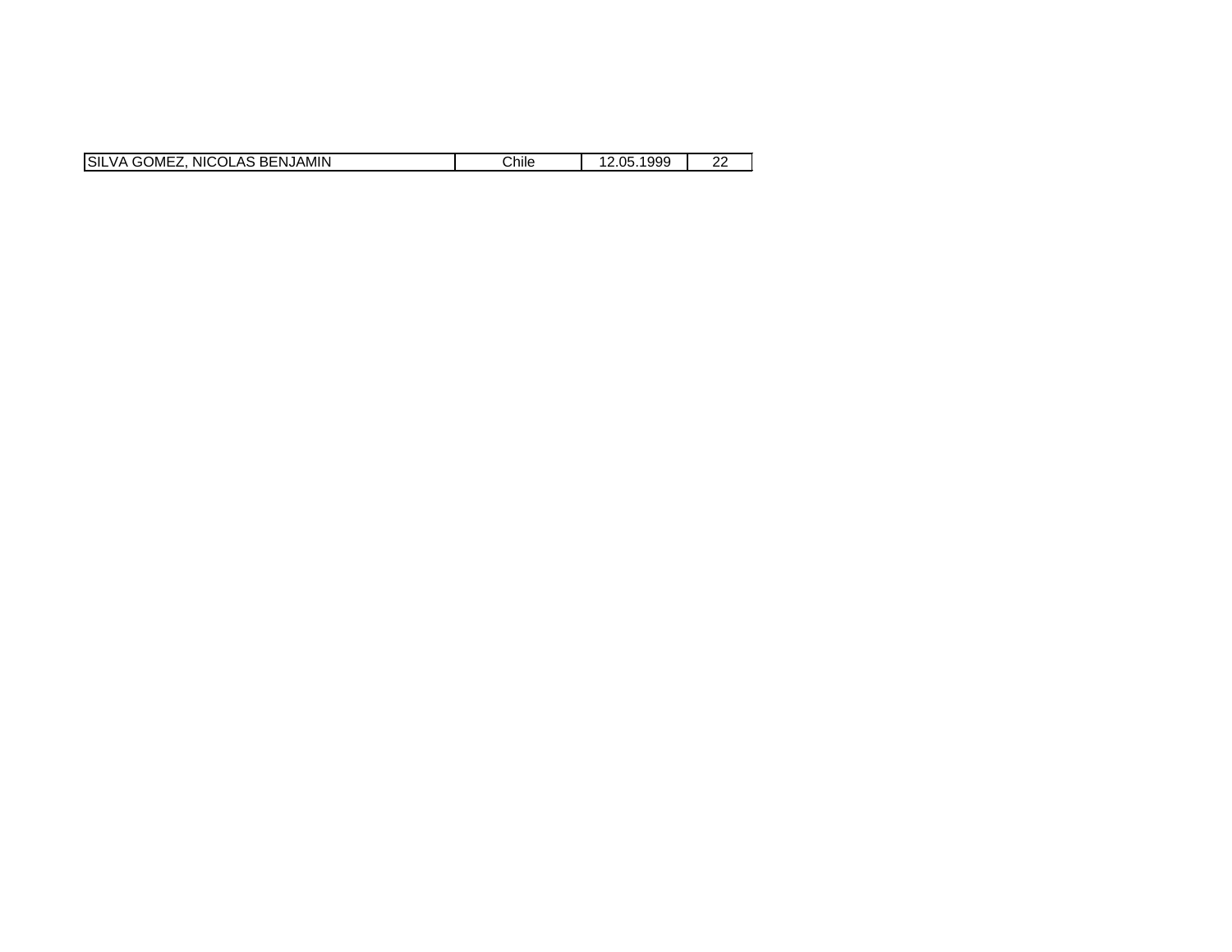| | | | |
|---|---|---|---|
| SILVA GOMEZ, NICOLAS BENJAMIN | Chile | 12.05.1999 | 22 |